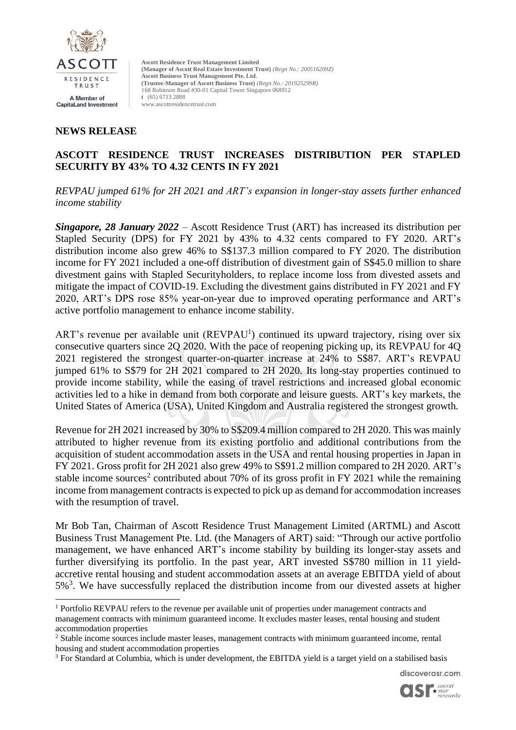Ascott Residence Trust Management Limited
(Manager of Ascott Real Estate Investment Trust) *(Regn No.: 200516209Z)*
Ascott Business Trust Management Pte. Ltd.
(Trustee-Manager of Ascott Business Trust) *(Regn No.: 201925299R)*
168 Robinson Road #30-01 Capital Tower Singapore 068912
*t* (65) 6713 2888
www.ascottresidencetrust.com

## NEWS RELEASE

## ASCOTT RESIDENCE TRUST INCREASES DISTRIBUTION PER STAPLED SECURITY BY 43% TO 4.32 CENTS IN FY 2021

*REVPAU jumped 61% for 2H 2021 and ART's expansion in longer-stay assets further enhanced income stability*

***Singapore, 28 January 2022*** – Ascott Residence Trust (ART) has increased its distribution per Stapled Security (DPS) for FY 2021 by 43% to 4.32 cents compared to FY 2020. ART's distribution income also grew 46% to S$137.3 million compared to FY 2020. The distribution income for FY 2021 included a one-off distribution of divestment gain of S$45.0 million to share divestment gains with Stapled Securityholders, to replace income loss from divested assets and mitigate the impact of COVID-19. Excluding the divestment gains distributed in FY 2021 and FY 2020, ART's DPS rose 85% year-on-year due to improved operating performance and ART's active portfolio management to enhance income stability.

ART's revenue per available unit (REVPAU[1]) continued its upward trajectory, rising over six consecutive quarters since 2Q 2020. With the pace of reopening picking up, its REVPAU for 4Q 2021 registered the strongest quarter-on-quarter increase at 24% to S$87. ART's REVPAU jumped 61% to S$79 for 2H 2021 compared to 2H 2020. Its long-stay properties continued to provide income stability, while the easing of travel restrictions and increased global economic activities led to a hike in demand from both corporate and leisure guests. ART's key markets, the United States of America (USA), United Kingdom and Australia registered the strongest growth.

Revenue for 2H 2021 increased by 30% to S$209.4 million compared to 2H 2020. This was mainly attributed to higher revenue from its existing portfolio and additional contributions from the acquisition of student accommodation assets in the USA and rental housing properties in Japan in FY 2021. Gross profit for 2H 2021 also grew 49% to S$91.2 million compared to 2H 2020. ART's stable income sources[2] contributed about 70% of its gross profit in FY 2021 while the remaining income from management contracts is expected to pick up as demand for accommodation increases with the resumption of travel.

Mr Bob Tan, Chairman of Ascott Residence Trust Management Limited (ARTML) and Ascott Business Trust Management Pte. Ltd. (the Managers of ART) said: "Through our active portfolio management, we have enhanced ART's income stability by building its longer-stay assets and further diversifying its portfolio. In the past year, ART invested S$780 million in 11 yield-accretive rental housing and student accommodation assets at an average EBITDA yield of about 5%[3]. We have successfully replaced the distribution income from our divested assets at higher

---

[1] Portfolio REVPAU refers to the revenue per available unit of properties under management contracts and management contracts with minimum guaranteed income. It excludes master leases, rental housing and student accommodation properties

[2] Stable income sources include master leases, management contracts with minimum guaranteed income, rental housing and student accommodation properties

[3] For Standard at Columbia, which is under development, the EBITDA yield is a target yield on a stabilised basis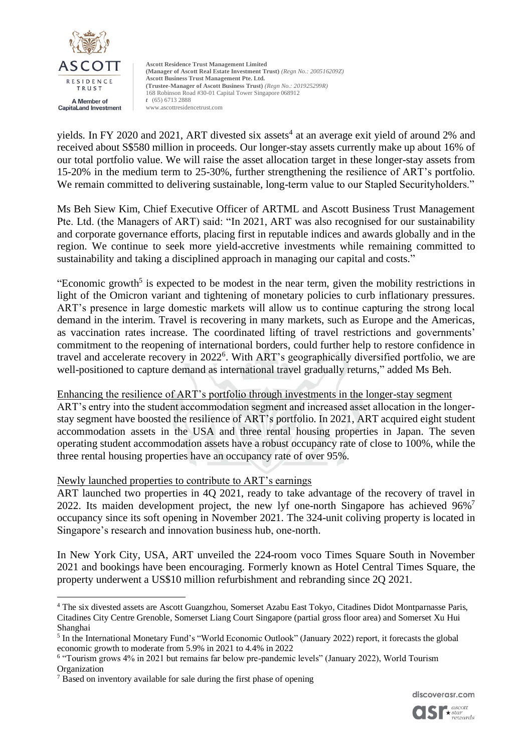yields. In FY 2020 and 2021, ART divested six assets[4] at an average exit yield of around 2% and received about S$580 million in proceeds. Our longer-stay assets currently make up about 16% of our total portfolio value. We will raise the asset allocation target in these longer-stay assets from 15-20% in the medium term to 25-30%, further strengthening the resilience of ART's portfolio. We remain committed to delivering sustainable, long-term value to our Stapled Securityholders."

Ms Beh Siew Kim, Chief Executive Officer of ARTML and Ascott Business Trust Management Pte. Ltd. (the Managers of ART) said: "In 2021, ART was also recognised for our sustainability and corporate governance efforts, placing first in reputable indices and awards globally and in the region. We continue to seek more yield-accretive investments while remaining committed to sustainability and taking a disciplined approach in managing our capital and costs."

"Economic growth[5] is expected to be modest in the near term, given the mobility restrictions in light of the Omicron variant and tightening of monetary policies to curb inflationary pressures. ART's presence in large domestic markets will allow us to continue capturing the strong local demand in the interim. Travel is recovering in many markets, such as Europe and the Americas, as vaccination rates increase. The coordinated lifting of travel restrictions and governments' commitment to the reopening of international borders, could further help to restore confidence in travel and accelerate recovery in 2022[6]. With ART's geographically diversified portfolio, we are well-positioned to capture demand as international travel gradually returns," added Ms Beh.

<u>Enhancing the resilience of ART's portfolio through investments in the longer-stay segment</u>

ART's entry into the student accommodation segment and increased asset allocation in the longer-stay segment have boosted the resilience of ART's portfolio. In 2021, ART acquired eight student accommodation assets in the USA and three rental housing properties in Japan. The seven operating student accommodation assets have a robust occupancy rate of close to 100%, while the three rental housing properties have an occupancy rate of over 95%.

<u>Newly launched properties to contribute to ART's earnings</u>

ART launched two properties in 4Q 2021, ready to take advantage of the recovery of travel in 2022. Its maiden development project, the new lyf one-north Singapore has achieved 96%[7] occupancy since its soft opening in November 2021. The 324-unit coliving property is located in Singapore's research and innovation business hub, one-north.

In New York City, USA, ART unveiled the 224-room voco Times Square South in November 2021 and bookings have been encouraging. Formerly known as Hotel Central Times Square, the property underwent a US$10 million refurbishment and rebranding since 2Q 2021.

---

[4] The six divested assets are Ascott Guangzhou, Somerset Azabu East Tokyo, Citadines Didot Montparnasse Paris, Citadines City Centre Grenoble, Somerset Liang Court Singapore (partial gross floor area) and Somerset Xu Hui Shanghai

[5] In the International Monetary Fund's "World Economic Outlook" (January 2022) report, it forecasts the global economic growth to moderate from 5.9% in 2021 to 4.4% in 2022

[6] "Tourism grows 4% in 2021 but remains far below pre-pandemic levels" (January 2022), World Tourism Organization

[7] Based on inventory available for sale during the first phase of opening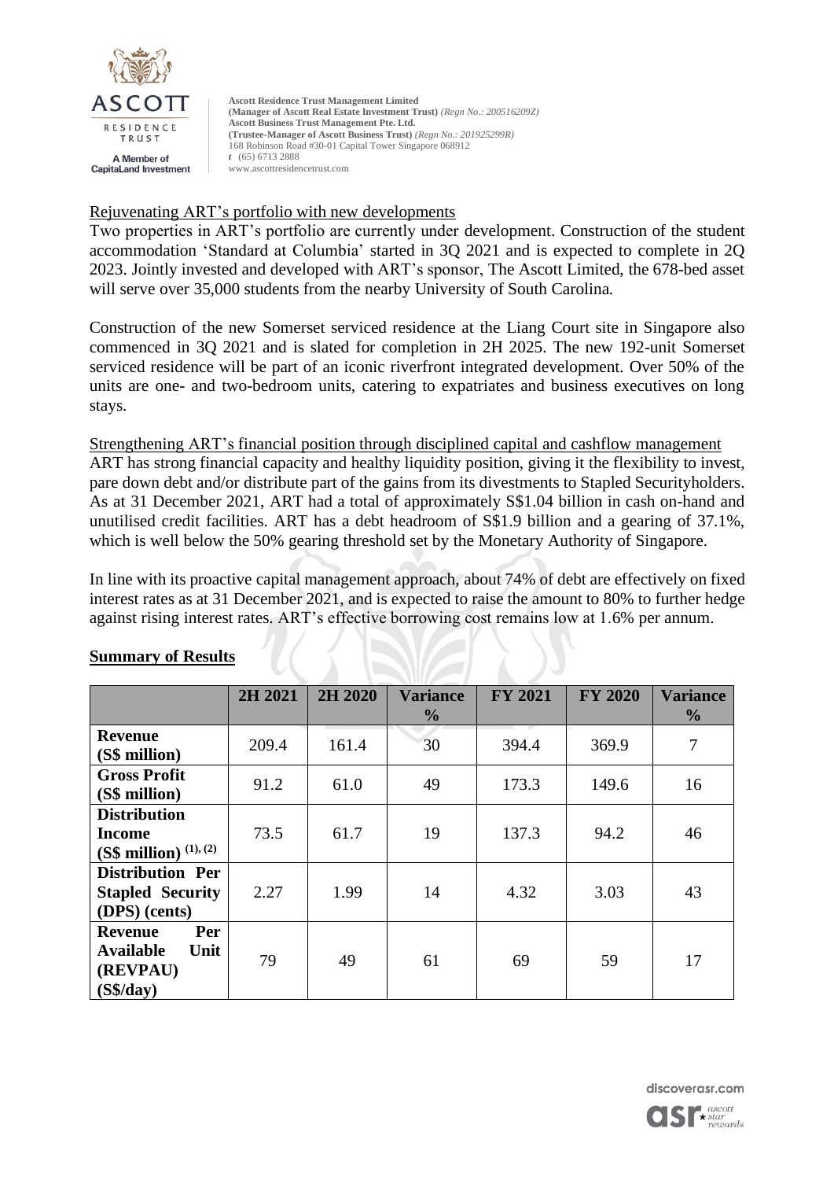Rejuvenating ART's portfolio with new developments

Two properties in ART's portfolio are currently under development. Construction of the student accommodation 'Standard at Columbia' started in 3Q 2021 and is expected to complete in 2Q 2023. Jointly invested and developed with ART's sponsor, The Ascott Limited, the 678-bed asset will serve over 35,000 students from the nearby University of South Carolina.

Construction of the new Somerset serviced residence at the Liang Court site in Singapore also commenced in 3Q 2021 and is slated for completion in 2H 2025. The new 192-unit Somerset serviced residence will be part of an iconic riverfront integrated development. Over 50% of the units are one- and two-bedroom units, catering to expatriates and business executives on long stays.

Strengthening ART's financial position through disciplined capital and cashflow management

ART has strong financial capacity and healthy liquidity position, giving it the flexibility to invest, pare down debt and/or distribute part of the gains from its divestments to Stapled Securityholders. As at 31 December 2021, ART had a total of approximately S$1.04 billion in cash on-hand and unutilised credit facilities. ART has a debt headroom of S$1.9 billion and a gearing of 37.1%, which is well below the 50% gearing threshold set by the Monetary Authority of Singapore.

In line with its proactive capital management approach, about 74% of debt are effectively on fixed interest rates as at 31 December 2021, and is expected to raise the amount to 80% to further hedge against rising interest rates. ART's effective borrowing cost remains low at 1.6% per annum.

## Summary of Results

| | 2H 2021 | 2H 2020 | Variance % | FY 2021 | FY 2020 | Variance % |
|---|---|---|---|---|---|---|
| **Revenue (S$ million)** | 209.4 | 161.4 | 30 | 394.4 | 369.9 | 7 |
| **Gross Profit (S$ million)** | 91.2 | 61.0 | 49 | 173.3 | 149.6 | 16 |
| **Distribution Income (S$ million) (1), (2)** | 73.5 | 61.7 | 19 | 137.3 | 94.2 | 46 |
| **Distribution Per Stapled Security (DPS) (cents)** | 2.27 | 1.99 | 14 | 4.32 | 3.03 | 43 |
| **Revenue Per Available Unit (REVPAU) (S$/day)** | 79 | 49 | 61 | 69 | 59 | 17 |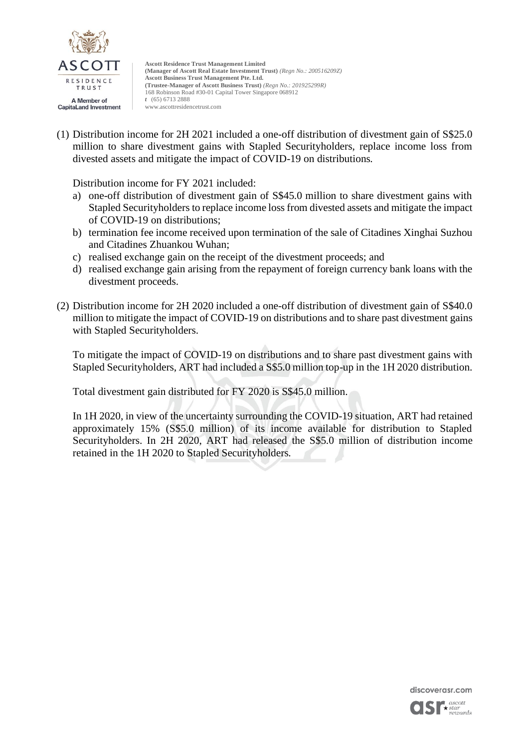(1) Distribution income for 2H 2021 included a one-off distribution of divestment gain of S$25.0 million to share divestment gains with Stapled Securityholders, replace income loss from divested assets and mitigate the impact of COVID-19 on distributions.

Distribution income for FY 2021 included:

a) one-off distribution of divestment gain of S$45.0 million to share divestment gains with Stapled Securityholders to replace income loss from divested assets and mitigate the impact of COVID-19 on distributions;
b) termination fee income received upon termination of the sale of Citadines Xinghai Suzhou and Citadines Zhuankou Wuhan;
c) realised exchange gain on the receipt of the divestment proceeds; and
d) realised exchange gain arising from the repayment of foreign currency bank loans with the divestment proceeds.

(2) Distribution income for 2H 2020 included a one-off distribution of divestment gain of S$40.0 million to mitigate the impact of COVID-19 on distributions and to share past divestment gains with Stapled Securityholders.

To mitigate the impact of COVID-19 on distributions and to share past divestment gains with Stapled Securityholders, ART had included a S$5.0 million top-up in the 1H 2020 distribution.

Total divestment gain distributed for FY 2020 is S$45.0 million.

In 1H 2020, in view of the uncertainty surrounding the COVID-19 situation, ART had retained approximately 15% (S$5.0 million) of its income available for distribution to Stapled Securityholders. In 2H 2020, ART had released the S$5.0 million of distribution income retained in the 1H 2020 to Stapled Securityholders.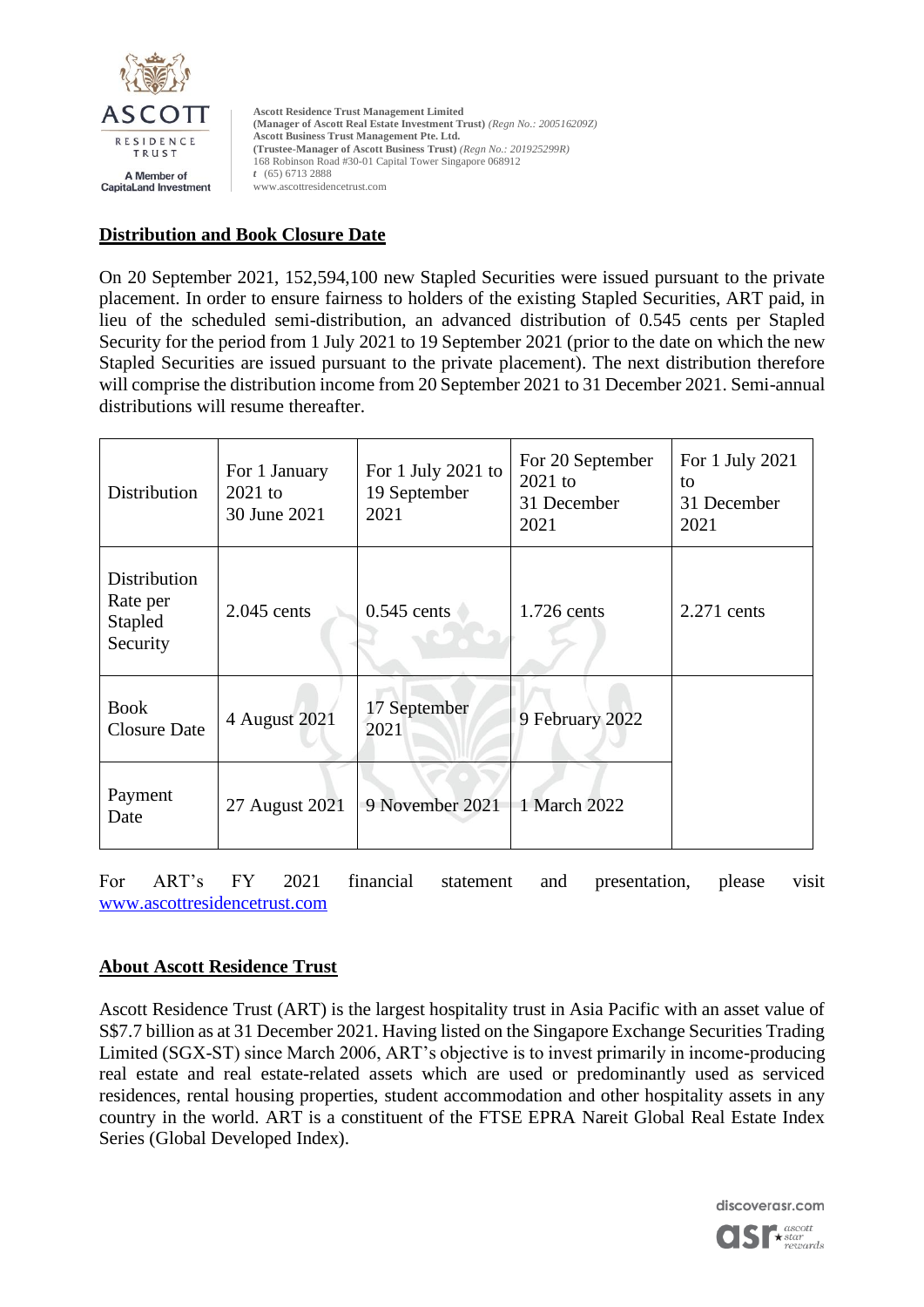## Distribution and Book Closure Date

On 20 September 2021, 152,594,100 new Stapled Securities were issued pursuant to the private placement. In order to ensure fairness to holders of the existing Stapled Securities, ART paid, in lieu of the scheduled semi-distribution, an advanced distribution of 0.545 cents per Stapled Security for the period from 1 July 2021 to 19 September 2021 (prior to the date on which the new Stapled Securities are issued pursuant to the private placement). The next distribution therefore will comprise the distribution income from 20 September 2021 to 31 December 2021. Semi-annual distributions will resume thereafter.

| Distribution | For 1 January 2021 to 30 June 2021 | For 1 July 2021 to 19 September 2021 | For 20 September 2021 to 31 December 2021 | For 1 July 2021 to 31 December 2021 |
|---|---|---|---|---|
| Distribution Rate per Stapled Security | 2.045 cents | 0.545 cents | 1.726 cents | 2.271 cents |
| Book Closure Date | 4 August 2021 | 17 September 2021 | 9 February 2022 | |
| Payment Date | 27 August 2021 | 9 November 2021 | 1 March 2022 | |

For ART's FY 2021 financial statement and presentation, please visit www.ascottresidencetrust.com

## About Ascott Residence Trust

Ascott Residence Trust (ART) is the largest hospitality trust in Asia Pacific with an asset value of S$7.7 billion as at 31 December 2021. Having listed on the Singapore Exchange Securities Trading Limited (SGX-ST) since March 2006, ART's objective is to invest primarily in income-producing real estate and real estate-related assets which are used or predominantly used as serviced residences, rental housing properties, student accommodation and other hospitality assets in any country in the world. ART is a constituent of the FTSE EPRA Nareit Global Real Estate Index Series (Global Developed Index).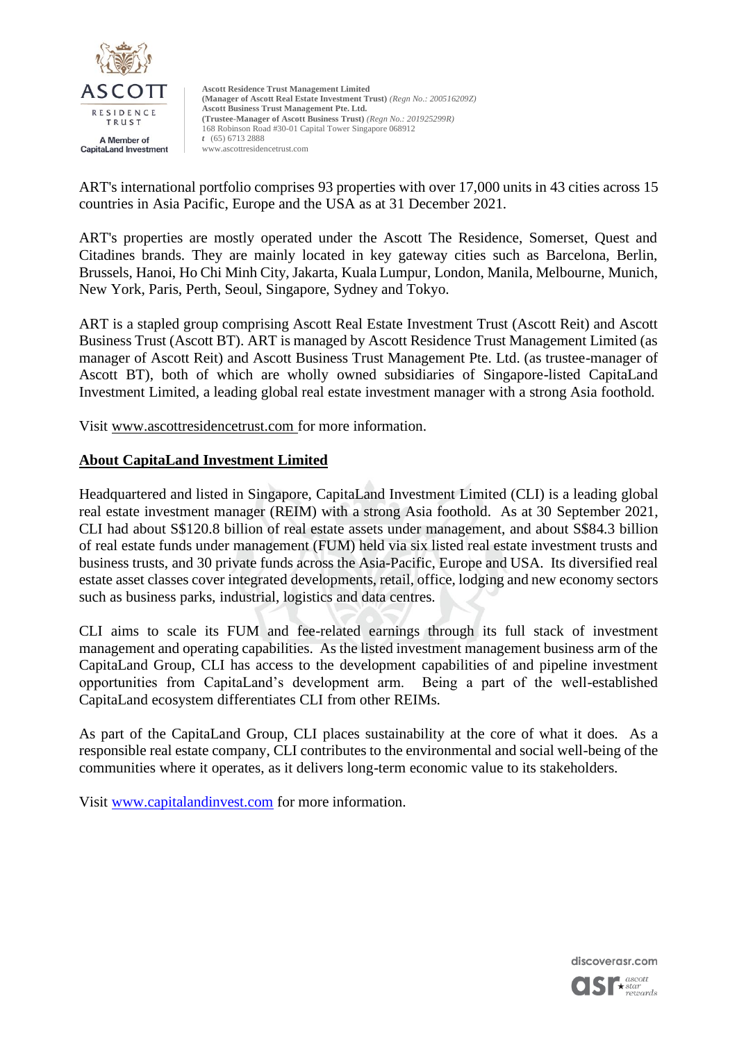ART's international portfolio comprises 93 properties with over 17,000 units in 43 cities across 15 countries in Asia Pacific, Europe and the USA as at 31 December 2021.

ART's properties are mostly operated under the Ascott The Residence, Somerset, Quest and Citadines brands. They are mainly located in key gateway cities such as Barcelona, Berlin, Brussels, Hanoi, Ho Chi Minh City, Jakarta, Kuala Lumpur, London, Manila, Melbourne, Munich, New York, Paris, Perth, Seoul, Singapore, Sydney and Tokyo.

ART is a stapled group comprising Ascott Real Estate Investment Trust (Ascott Reit) and Ascott Business Trust (Ascott BT). ART is managed by Ascott Residence Trust Management Limited (as manager of Ascott Reit) and Ascott Business Trust Management Pte. Ltd. (as trustee-manager of Ascott BT), both of which are wholly owned subsidiaries of Singapore-listed CapitaLand Investment Limited, a leading global real estate investment manager with a strong Asia foothold.

Visit www.ascottresidencetrust.com for more information.

## About CapitaLand Investment Limited

Headquartered and listed in Singapore, CapitaLand Investment Limited (CLI) is a leading global real estate investment manager (REIM) with a strong Asia foothold. As at 30 September 2021, CLI had about S$120.8 billion of real estate assets under management, and about S$84.3 billion of real estate funds under management (FUM) held via six listed real estate investment trusts and business trusts, and 30 private funds across the Asia-Pacific, Europe and USA. Its diversified real estate asset classes cover integrated developments, retail, office, lodging and new economy sectors such as business parks, industrial, logistics and data centres.

CLI aims to scale its FUM and fee-related earnings through its full stack of investment management and operating capabilities. As the listed investment management business arm of the CapitaLand Group, CLI has access to the development capabilities of and pipeline investment opportunities from CapitaLand's development arm. Being a part of the well-established CapitaLand ecosystem differentiates CLI from other REIMs.

As part of the CapitaLand Group, CLI places sustainability at the core of what it does. As a responsible real estate company, CLI contributes to the environmental and social well-being of the communities where it operates, as it delivers long-term economic value to its stakeholders.

Visit www.capitalandinvest.com for more information.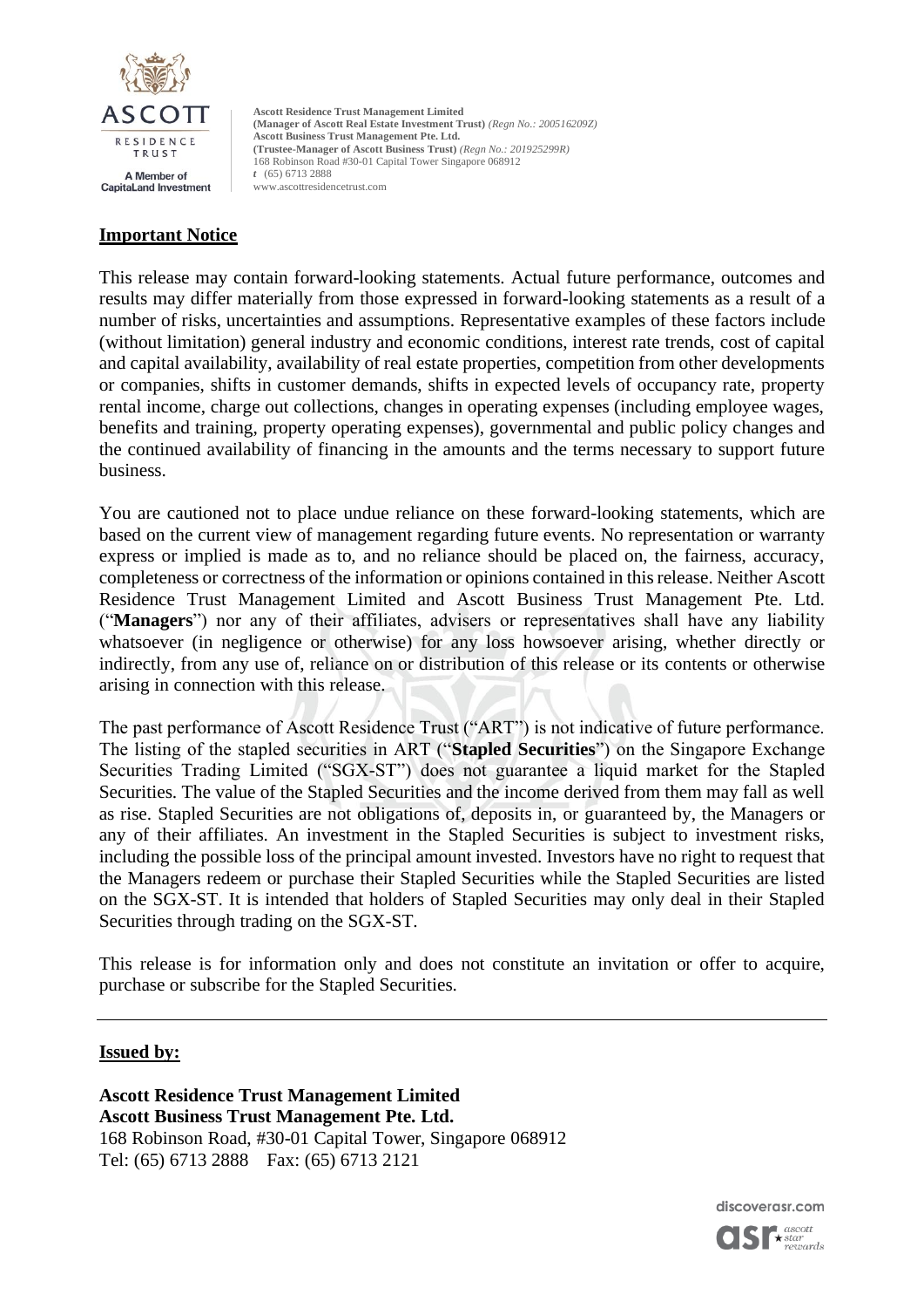## **Important Notice**

This release may contain forward-looking statements. Actual future performance, outcomes and results may differ materially from those expressed in forward-looking statements as a result of a number of risks, uncertainties and assumptions. Representative examples of these factors include (without limitation) general industry and economic conditions, interest rate trends, cost of capital and capital availability, availability of real estate properties, competition from other developments or companies, shifts in customer demands, shifts in expected levels of occupancy rate, property rental income, charge out collections, changes in operating expenses (including employee wages, benefits and training, property operating expenses), governmental and public policy changes and the continued availability of financing in the amounts and the terms necessary to support future business.

You are cautioned not to place undue reliance on these forward-looking statements, which are based on the current view of management regarding future events. No representation or warranty express or implied is made as to, and no reliance should be placed on, the fairness, accuracy, completeness or correctness of the information or opinions contained in this release. Neither Ascott Residence Trust Management Limited and Ascott Business Trust Management Pte. Ltd. ("**Managers**") nor any of their affiliates, advisers or representatives shall have any liability whatsoever (in negligence or otherwise) for any loss howsoever arising, whether directly or indirectly, from any use of, reliance on or distribution of this release or its contents or otherwise arising in connection with this release.

The past performance of Ascott Residence Trust ("ART") is not indicative of future performance. The listing of the stapled securities in ART ("**Stapled Securities**") on the Singapore Exchange Securities Trading Limited ("SGX-ST") does not guarantee a liquid market for the Stapled Securities. The value of the Stapled Securities and the income derived from them may fall as well as rise. Stapled Securities are not obligations of, deposits in, or guaranteed by, the Managers or any of their affiliates. An investment in the Stapled Securities is subject to investment risks, including the possible loss of the principal amount invested. Investors have no right to request that the Managers redeem or purchase their Stapled Securities while the Stapled Securities are listed on the SGX-ST. It is intended that holders of Stapled Securities may only deal in their Stapled Securities through trading on the SGX-ST.

This release is for information only and does not constitute an invitation or offer to acquire, purchase or subscribe for the Stapled Securities.

---

**Issued by:**

**Ascott Residence Trust Management Limited**
**Ascott Business Trust Management Pte. Ltd.**
168 Robinson Road, #30-01 Capital Tower, Singapore 068912
Tel: (65) 6713 2888 Fax: (65) 6713 2121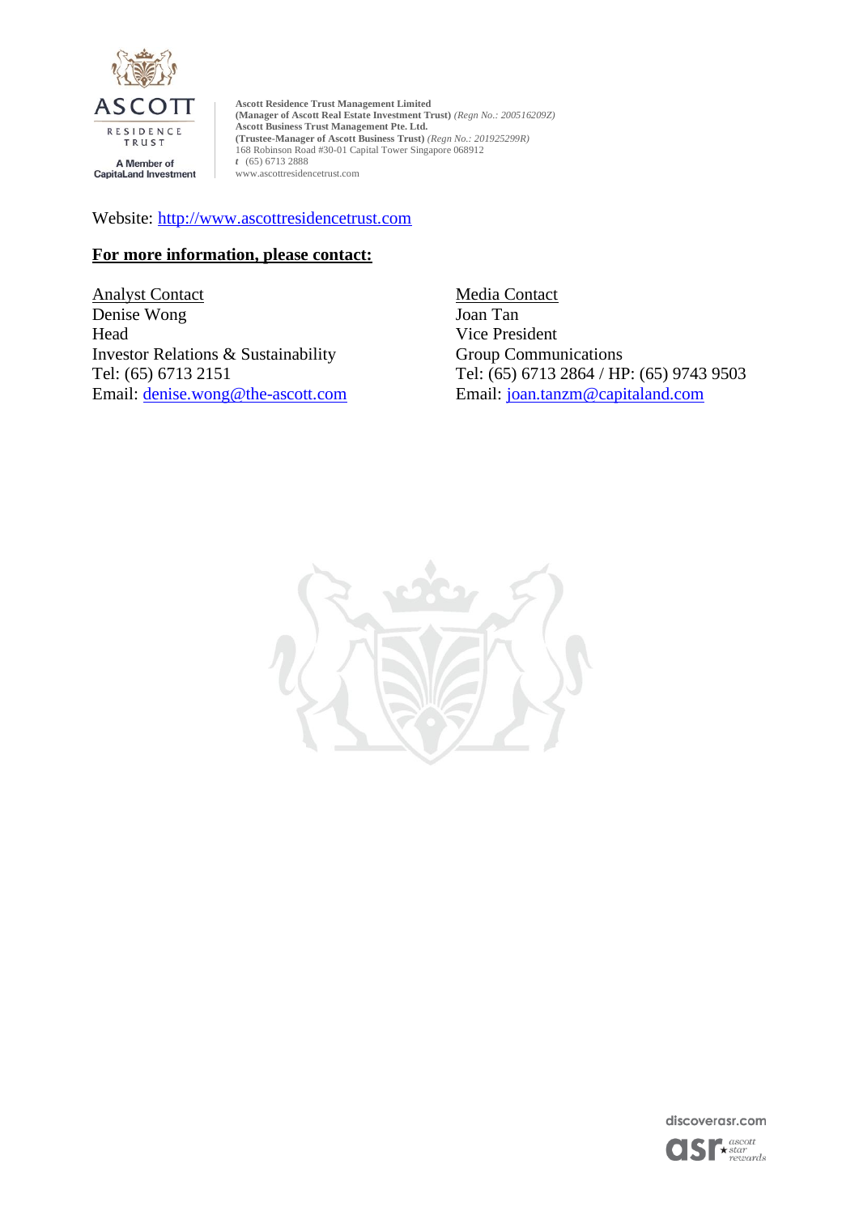Ascott Residence Trust Management Limited
(Manager of Ascott Real Estate Investment Trust) *(Regn No.: 200516209Z)*
Ascott Business Trust Management Pte. Ltd.
(Trustee-Manager of Ascott Business Trust) *(Regn No.: 201925299R)*
168 Robinson Road #30-01 Capital Tower Singapore 068912
*t* (65) 6713 2888
www.ascottresidencetrust.com

Website: http://www.ascottresidencetrust.com

**For more information, please contact:**

Analyst Contact
Denise Wong
Head
Investor Relations & Sustainability
Tel: (65) 6713 2151
Email: denise.wong@the-ascott.com

Media Contact
Joan Tan
Vice President
Group Communications
Tel: (65) 6713 2864 / HP: (65) 9743 9503
Email: joan.tanzm@capitaland.com

discoverasr.com